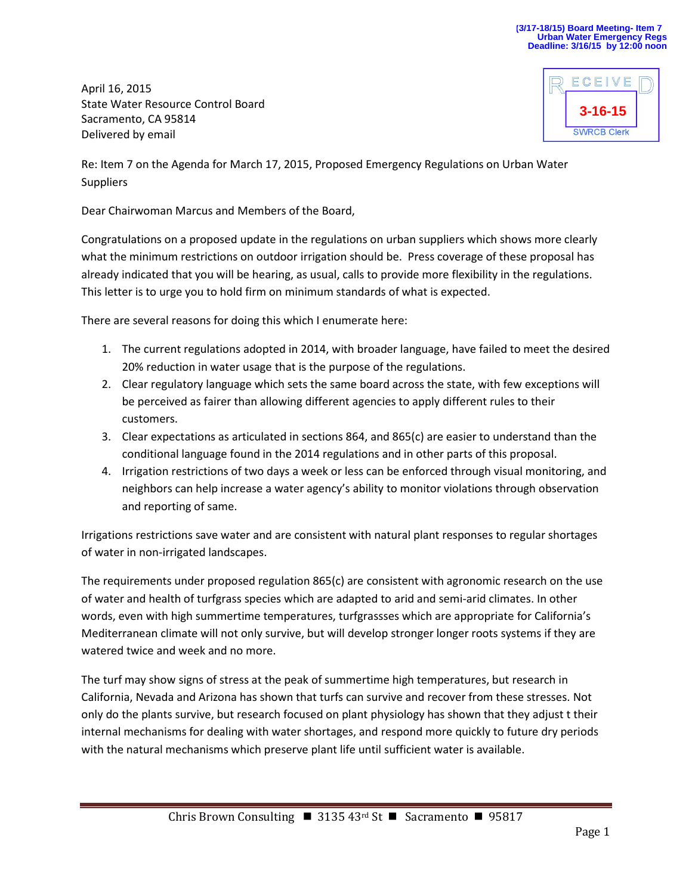(3/17-18/15) Board Meeting- Item 7
Urban Water Emergency Regs
Deadline: 3/16/15 by 12:00 noon

RECEIVED
3-16-15
SWRCB Clerk

April 16, 2015
State Water Resource Control Board
Sacramento, CA 95814
Delivered by email

Re: Item 7 on the Agenda for March 17, 2015, Proposed Emergency Regulations on Urban Water Suppliers

Dear Chairwoman Marcus and Members of the Board,

Congratulations on a proposed update in the regulations on urban suppliers which shows more clearly what the minimum restrictions on outdoor irrigation should be. Press coverage of these proposal has already indicated that you will be hearing, as usual, calls to provide more flexibility in the regulations. This letter is to urge you to hold firm on minimum standards of what is expected.

There are several reasons for doing this which I enumerate here:

1. The current regulations adopted in 2014, with broader language, have failed to meet the desired 20% reduction in water usage that is the purpose of the regulations.
2. Clear regulatory language which sets the same board across the state, with few exceptions will be perceived as fairer than allowing different agencies to apply different rules to their customers.
3. Clear expectations as articulated in sections 864, and 865(c) are easier to understand than the conditional language found in the 2014 regulations and in other parts of this proposal.
4. Irrigation restrictions of two days a week or less can be enforced through visual monitoring, and neighbors can help increase a water agency's ability to monitor violations through observation and reporting of same.

Irrigations restrictions save water and are consistent with natural plant responses to regular shortages of water in non-irrigated landscapes.

The requirements under proposed regulation 865(c) are consistent with agronomic research on the use of water and health of turfgrass species which are adapted to arid and semi-arid climates. In other words, even with high summertime temperatures, turfgrassses which are appropriate for California's Mediterranean climate will not only survive, but will develop stronger longer roots systems if they are watered twice and week and no more.

The turf may show signs of stress at the peak of summertime high temperatures, but research in California, Nevada and Arizona has shown that turfs can survive and recover from these stresses. Not only do the plants survive, but research focused on plant physiology has shown that they adjust t their internal mechanisms for dealing with water shortages, and respond more quickly to future dry periods with the natural mechanisms which preserve plant life until sufficient water is available.

Chris Brown Consulting ■ 3135 43rd St ■ Sacramento ■ 95817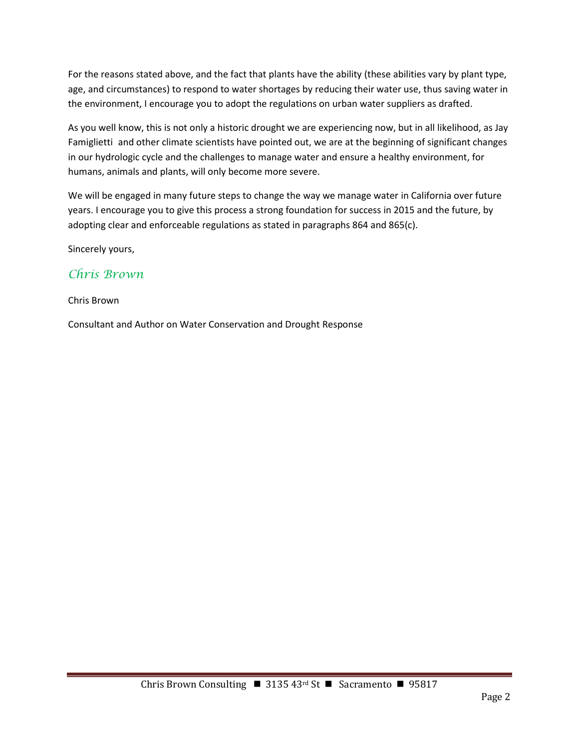For the reasons stated above, and the fact that plants have the ability (these abilities vary by plant type, age, and circumstances) to respond to water shortages by reducing their water use, thus saving water in the environment, I encourage you to adopt the regulations on urban water suppliers as drafted.

As you well know, this is not only a historic drought we are experiencing now, but in all likelihood, as Jay Famiglietti and other climate scientists have pointed out, we are at the beginning of significant changes in our hydrologic cycle and the challenges to manage water and ensure a healthy environment, for humans, animals and plants, will only become more severe.

We will be engaged in many future steps to change the way we manage water in California over future years. I encourage you to give this process a strong foundation for success in 2015 and the future, by adopting clear and enforceable regulations as stated in paragraphs 864 and 865(c).

Sincerely yours,

*Chris Brown*

Chris Brown

Consultant and Author on Water Conservation and Drought Response

Chris Brown Consulting ■ 3135 43rd St ■ Sacramento ■ 95817